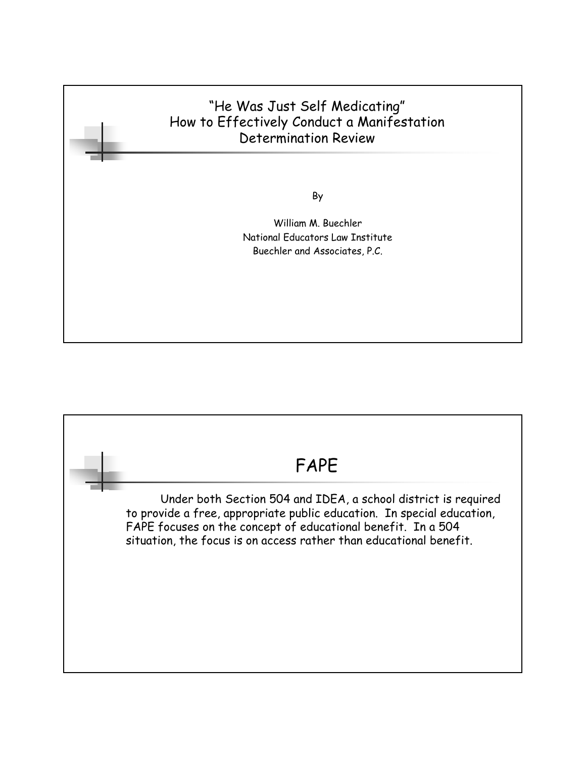# "He Was Just Self Medicating" How to Effectively Conduct a Manifestation Determination Review

By

William M. Buechler
National Educators Law Institute
Buechler and Associates, P.C.

## FAPE

Under both Section 504 and IDEA, a school district is required to provide a free, appropriate public education. In special education, FAPE focuses on the concept of educational benefit. In a 504 situation, the focus is on access rather than educational benefit.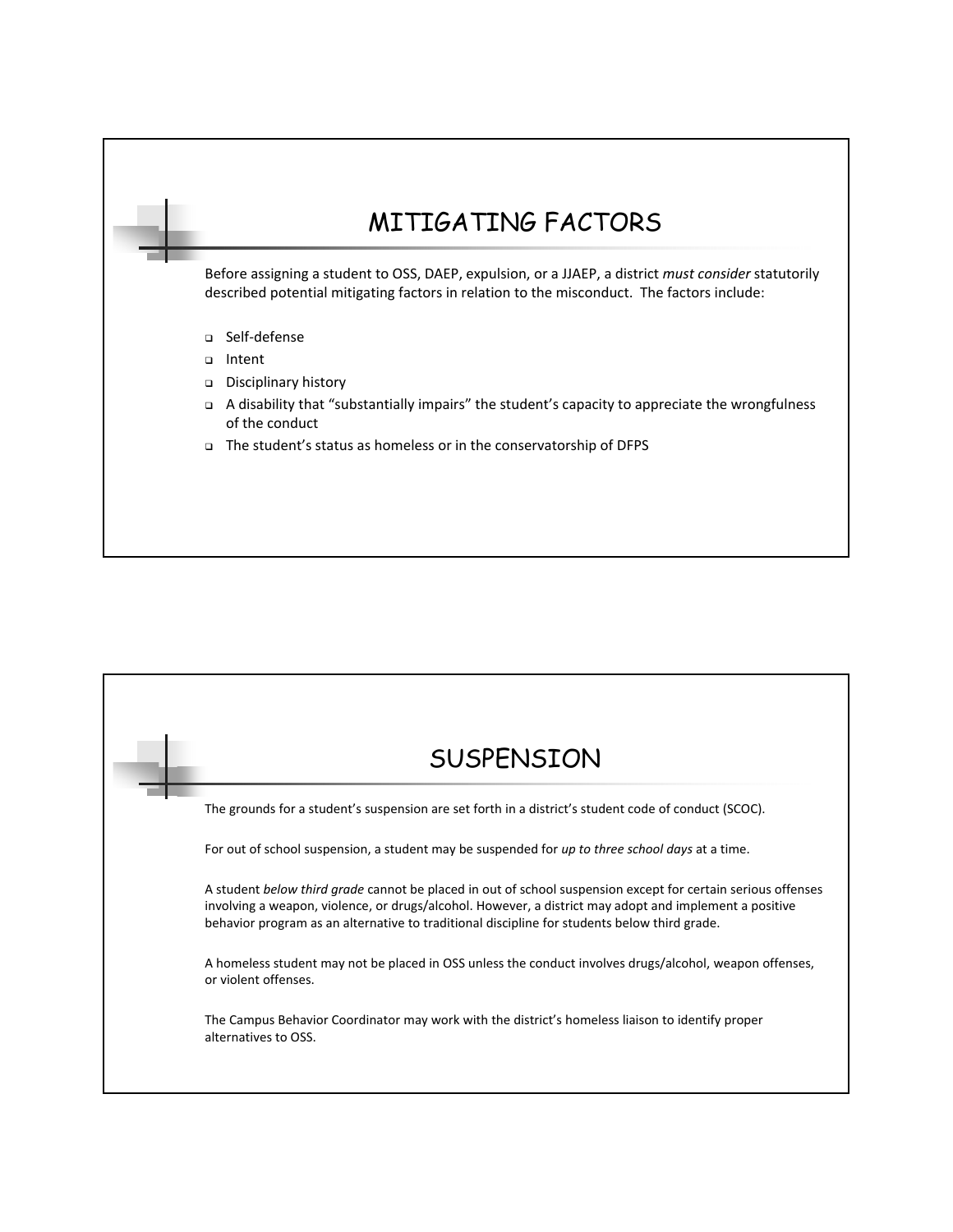## MITIGATING FACTORS

Before assigning a student to OSS, DAEP, expulsion, or a JJAEP, a district *must consider* statutorily described potential mitigating factors in relation to the misconduct. The factors include:

- Self-defense
- Intent
- Disciplinary history
- A disability that "substantially impairs" the student's capacity to appreciate the wrongfulness of the conduct
- The student's status as homeless or in the conservatorship of DFPS

## SUSPENSION

The grounds for a student's suspension are set forth in a district's student code of conduct (SCOC).

For out of school suspension, a student may be suspended for *up to three school days* at a time.

A student *below third grade* cannot be placed in out of school suspension except for certain serious offenses involving a weapon, violence, or drugs/alcohol. However, a district may adopt and implement a positive behavior program as an alternative to traditional discipline for students below third grade.

A homeless student may not be placed in OSS unless the conduct involves drugs/alcohol, weapon offenses, or violent offenses.

The Campus Behavior Coordinator may work with the district's homeless liaison to identify proper alternatives to OSS.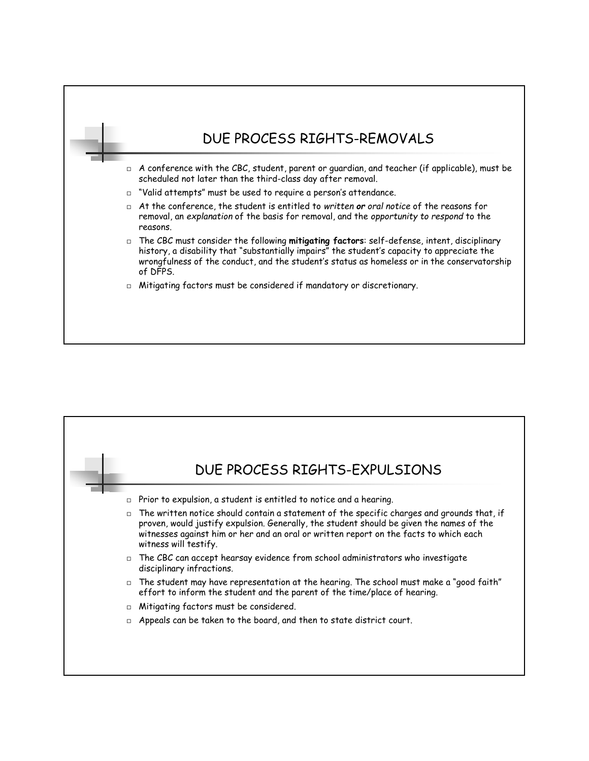## DUE PROCESS RIGHTS-REMOVALS

- A conference with the CBC, student, parent or guardian, and teacher (if applicable), must be scheduled not later than the third-class day after removal.
- "Valid attempts" must be used to require a person's attendance.
- At the conference, the student is entitled to *written* ***or*** *oral notice* of the reasons for removal, an *explanation* of the basis for removal, and the *opportunity to respond* to the reasons.
- The CBC must consider the following **mitigating factors**: self-defense, intent, disciplinary history, a disability that "substantially impairs" the student's capacity to appreciate the wrongfulness of the conduct, and the student's status as homeless or in the conservatorship of DFPS.
- Mitigating factors must be considered if mandatory or discretionary.

## DUE PROCESS RIGHTS-EXPULSIONS

- Prior to expulsion, a student is entitled to notice and a hearing.
- The written notice should contain a statement of the specific charges and grounds that, if proven, would justify expulsion. Generally, the student should be given the names of the witnesses against him or her and an oral or written report on the facts to which each witness will testify.
- The CBC can accept hearsay evidence from school administrators who investigate disciplinary infractions.
- The student may have representation at the hearing. The school must make a "good faith" effort to inform the student and the parent of the time/place of hearing.
- Mitigating factors must be considered.
- Appeals can be taken to the board, and then to state district court.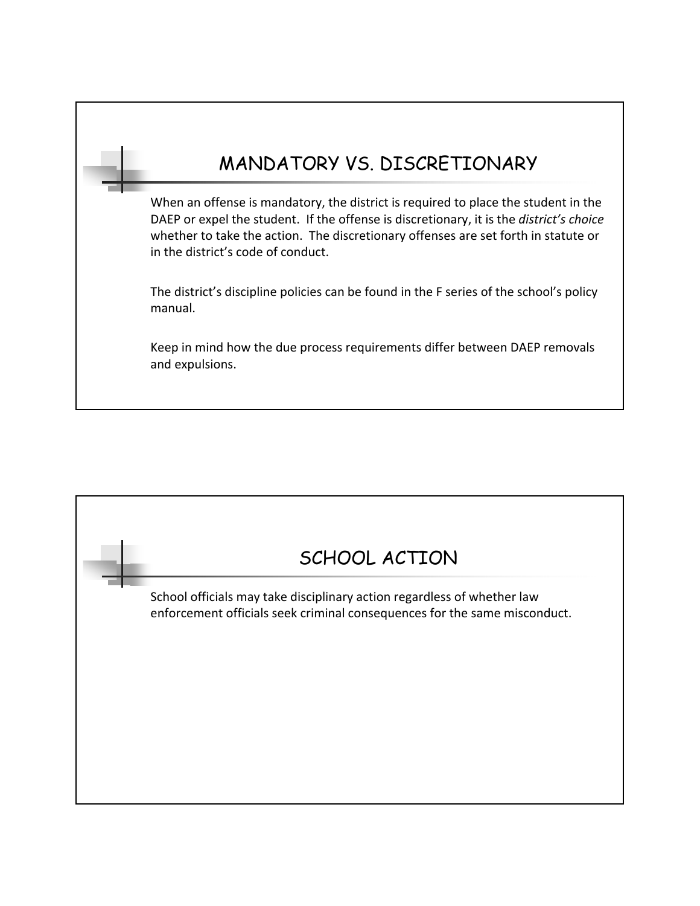## MANDATORY VS. DISCRETIONARY

When an offense is mandatory, the district is required to place the student in the DAEP or expel the student. If the offense is discretionary, it is the *district's choice* whether to take the action. The discretionary offenses are set forth in statute or in the district's code of conduct.

The district's discipline policies can be found in the F series of the school's policy manual.

Keep in mind how the due process requirements differ between DAEP removals and expulsions.

## SCHOOL ACTION

School officials may take disciplinary action regardless of whether law enforcement officials seek criminal consequences for the same misconduct.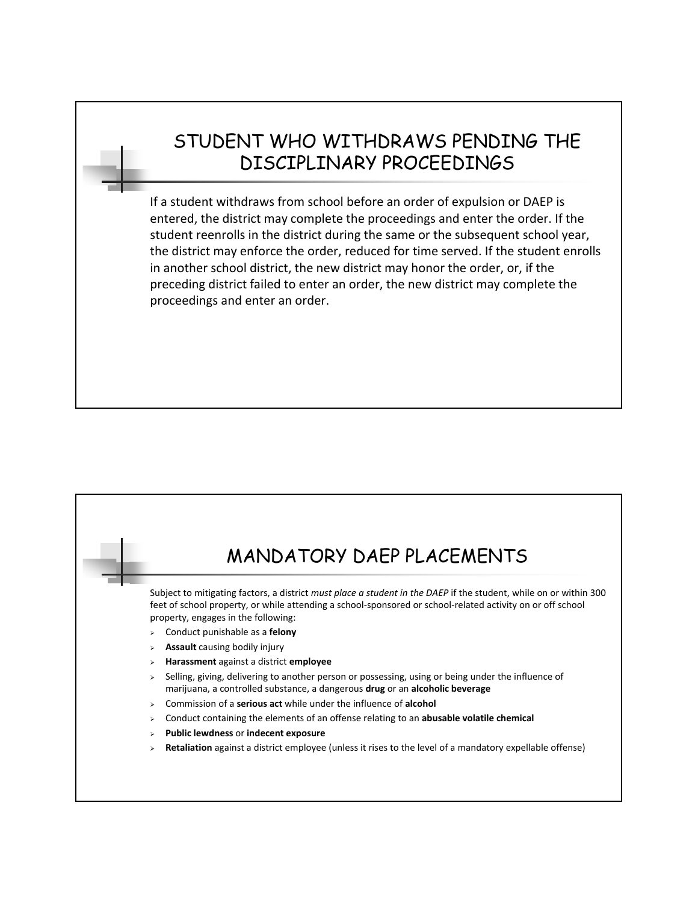## STUDENT WHO WITHDRAWS PENDING THE DISCIPLINARY PROCEEDINGS

If a student withdraws from school before an order of expulsion or DAEP is entered, the district may complete the proceedings and enter the order. If the student reenrolls in the district during the same or the subsequent school year, the district may enforce the order, reduced for time served. If the student enrolls in another school district, the new district may honor the order, or, if the preceding district failed to enter an order, the new district may complete the proceedings and enter an order.

## MANDATORY DAEP PLACEMENTS

Subject to mitigating factors, a district *must place a student in the DAEP* if the student, while on or within 300 feet of school property, or while attending a school-sponsored or school-related activity on or off school property, engages in the following:

- Conduct punishable as a **felony**
- **Assault** causing bodily injury
- **Harassment** against a district **employee**
- Selling, giving, delivering to another person or possessing, using or being under the influence of marijuana, a controlled substance, a dangerous **drug** or an **alcoholic beverage**
- Commission of a **serious act** while under the influence of **alcohol**
- Conduct containing the elements of an offense relating to an **abusable volatile chemical**
- **Public lewdness** or **indecent exposure**
- **Retaliation** against a district employee (unless it rises to the level of a mandatory expellable offense)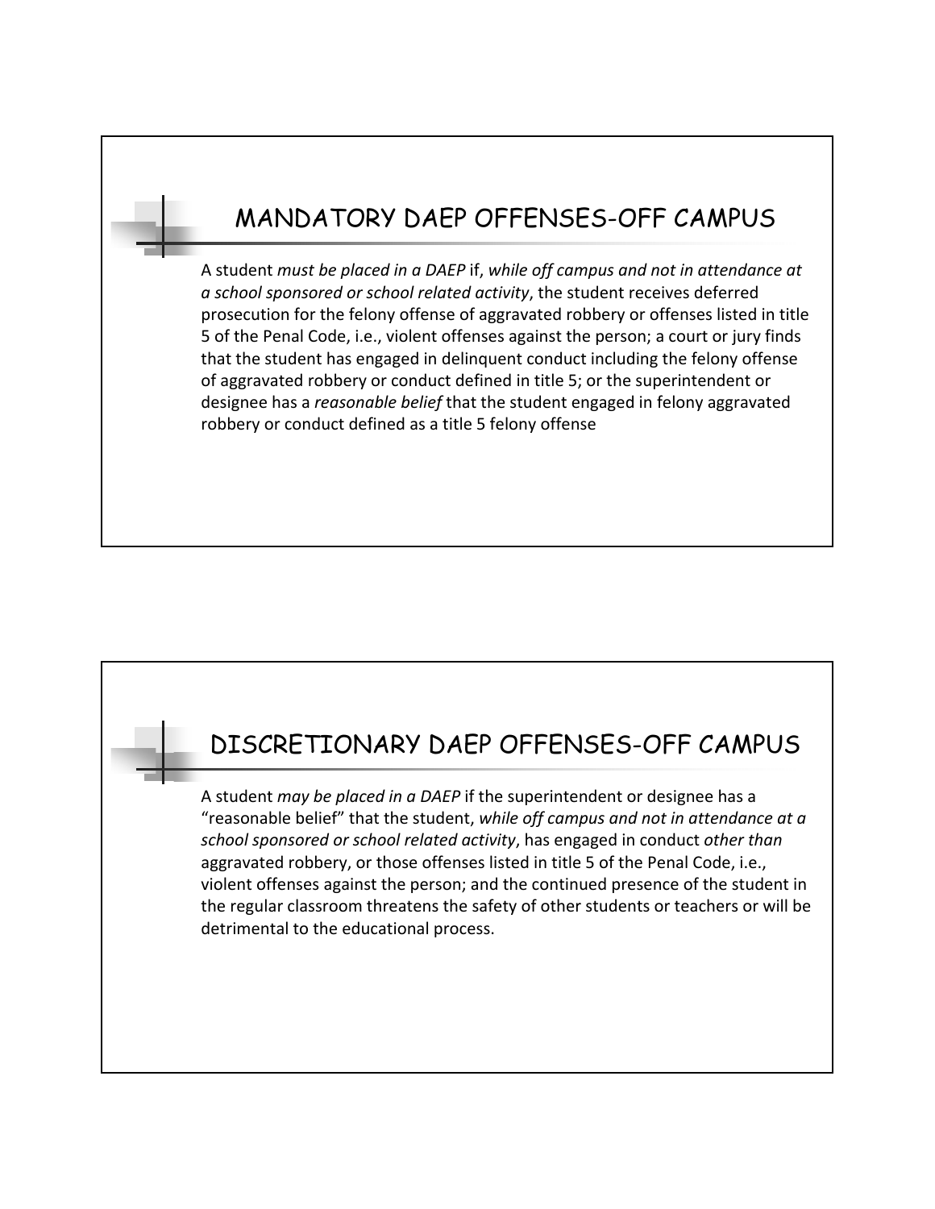## MANDATORY DAEP OFFENSES-OFF CAMPUS

A student *must be placed in a DAEP* if, *while off campus and not in attendance at a school sponsored or school related activity*, the student receives deferred prosecution for the felony offense of aggravated robbery or offenses listed in title 5 of the Penal Code, i.e., violent offenses against the person; a court or jury finds that the student has engaged in delinquent conduct including the felony offense of aggravated robbery or conduct defined in title 5; or the superintendent or designee has a *reasonable belief* that the student engaged in felony aggravated robbery or conduct defined as a title 5 felony offense

## DISCRETIONARY DAEP OFFENSES-OFF CAMPUS

A student *may be placed in a DAEP* if the superintendent or designee has a "reasonable belief" that the student, *while off campus and not in attendance at a school sponsored or school related activity*, has engaged in conduct *other than* aggravated robbery, or those offenses listed in title 5 of the Penal Code, i.e., violent offenses against the person; and the continued presence of the student in the regular classroom threatens the safety of other students or teachers or will be detrimental to the educational process.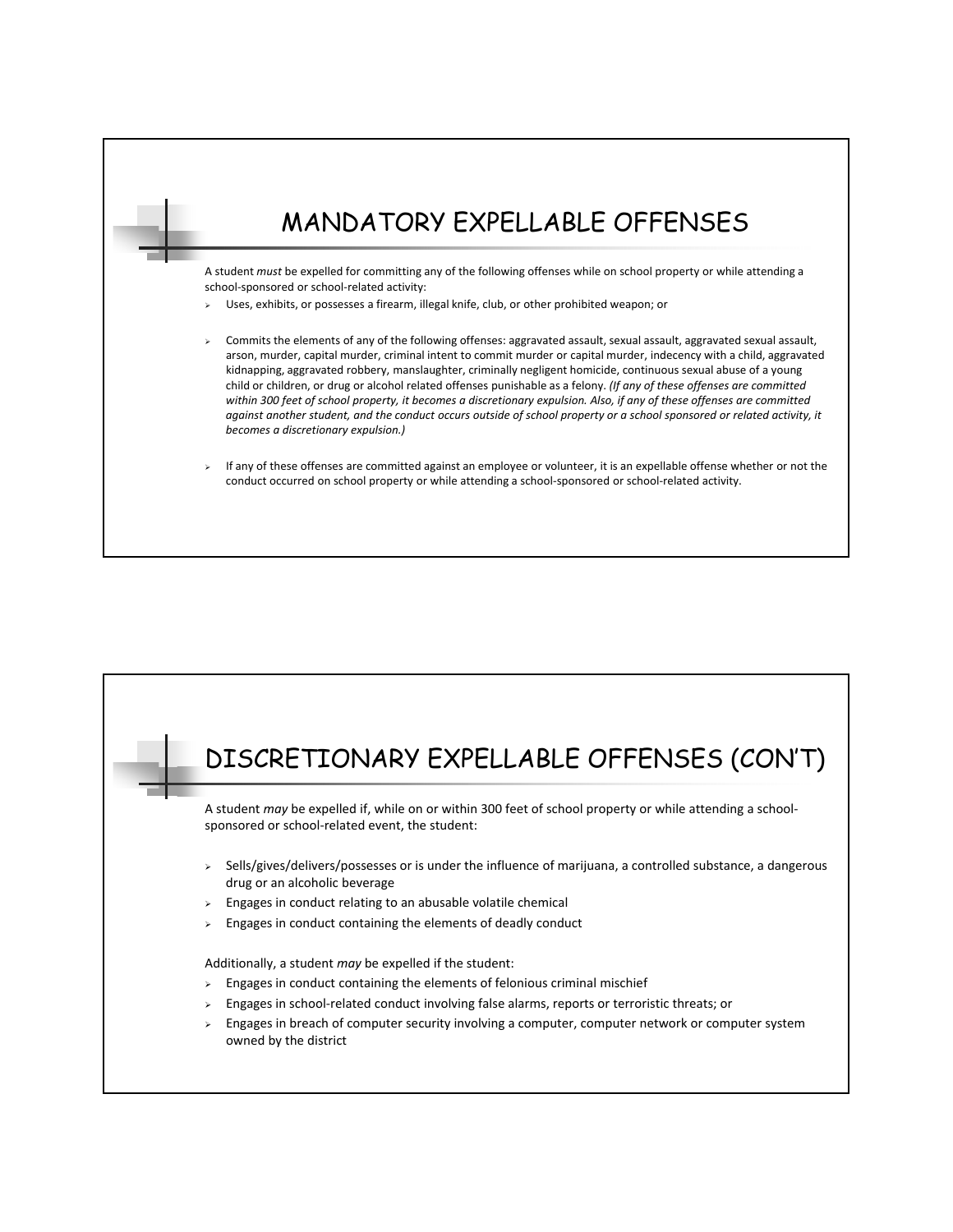## MANDATORY EXPELLABLE OFFENSES

A student *must* be expelled for committing any of the following offenses while on school property or while attending a school-sponsored or school-related activity:

- Uses, exhibits, or possesses a firearm, illegal knife, club, or other prohibited weapon; or
- Commits the elements of any of the following offenses: aggravated assault, sexual assault, aggravated sexual assault, arson, murder, capital murder, criminal intent to commit murder or capital murder, indecency with a child, aggravated kidnapping, aggravated robbery, manslaughter, criminally negligent homicide, continuous sexual abuse of a young child or children, or drug or alcohol related offenses punishable as a felony. *(If any of these offenses are committed within 300 feet of school property, it becomes a discretionary expulsion. Also, if any of these offenses are committed against another student, and the conduct occurs outside of school property or a school sponsored or related activity, it becomes a discretionary expulsion.)*
- If any of these offenses are committed against an employee or volunteer, it is an expellable offense whether or not the conduct occurred on school property or while attending a school-sponsored or school-related activity.

## DISCRETIONARY EXPELLABLE OFFENSES (CON'T)

A student *may* be expelled if, while on or within 300 feet of school property or while attending a school-sponsored or school-related event, the student:

- Sells/gives/delivers/possesses or is under the influence of marijuana, a controlled substance, a dangerous drug or an alcoholic beverage
- Engages in conduct relating to an abusable volatile chemical
- Engages in conduct containing the elements of deadly conduct

Additionally, a student *may* be expelled if the student:

- Engages in conduct containing the elements of felonious criminal mischief
- Engages in school-related conduct involving false alarms, reports or terroristic threats; or
- Engages in breach of computer security involving a computer, computer network or computer system owned by the district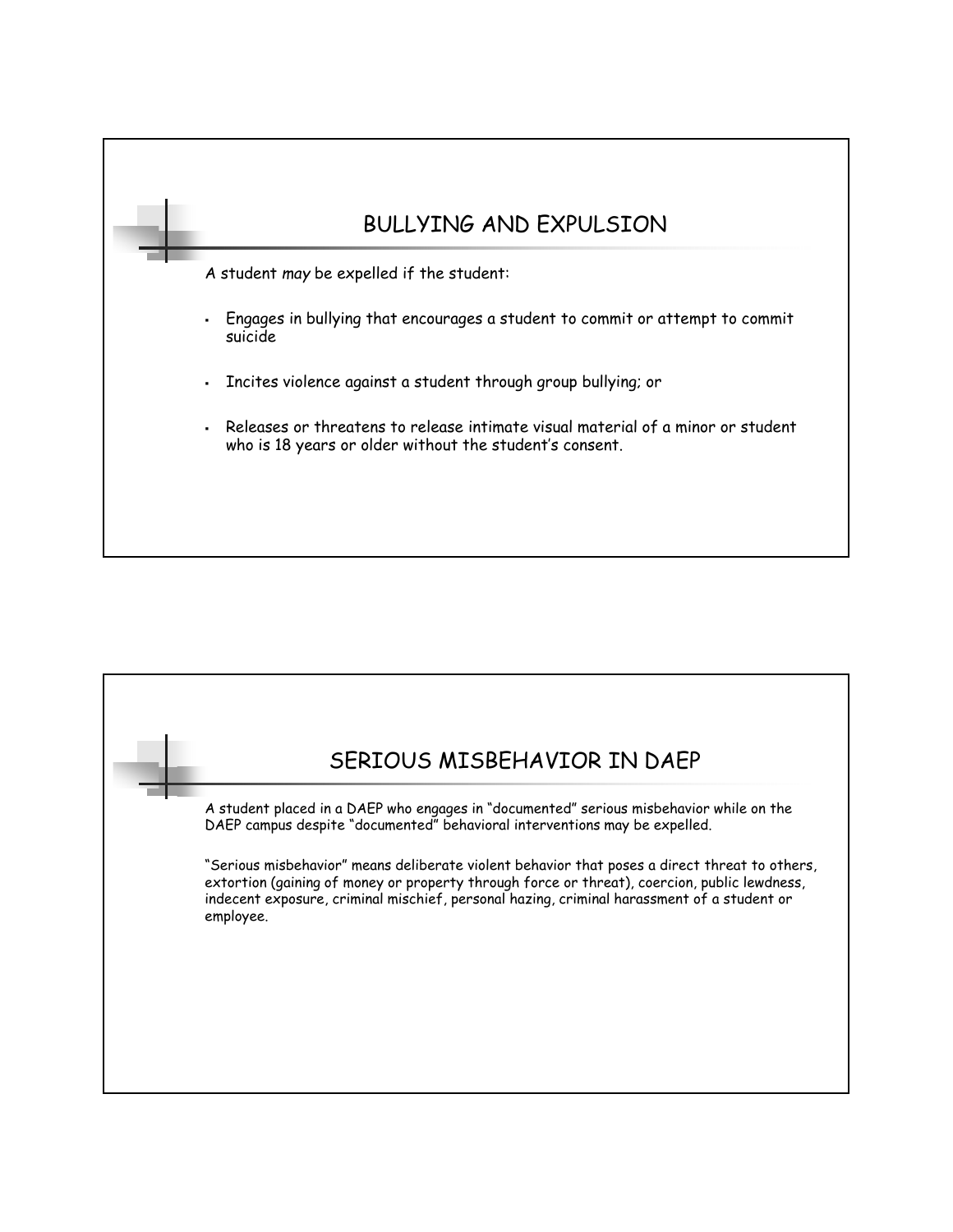## BULLYING AND EXPULSION

A student *may* be expelled if the student:

- Engages in bullying that encourages a student to commit or attempt to commit suicide
- Incites violence against a student through group bullying; or
- Releases or threatens to release intimate visual material of a minor or student who is 18 years or older without the student's consent.

## SERIOUS MISBEHAVIOR IN DAEP

A student placed in a DAEP who engages in "documented" serious misbehavior while on the DAEP campus despite "documented" behavioral interventions may be expelled.

"Serious misbehavior" means deliberate violent behavior that poses a direct threat to others, extortion (gaining of money or property through force or threat), coercion, public lewdness, indecent exposure, criminal mischief, personal hazing, criminal harassment of a student or employee.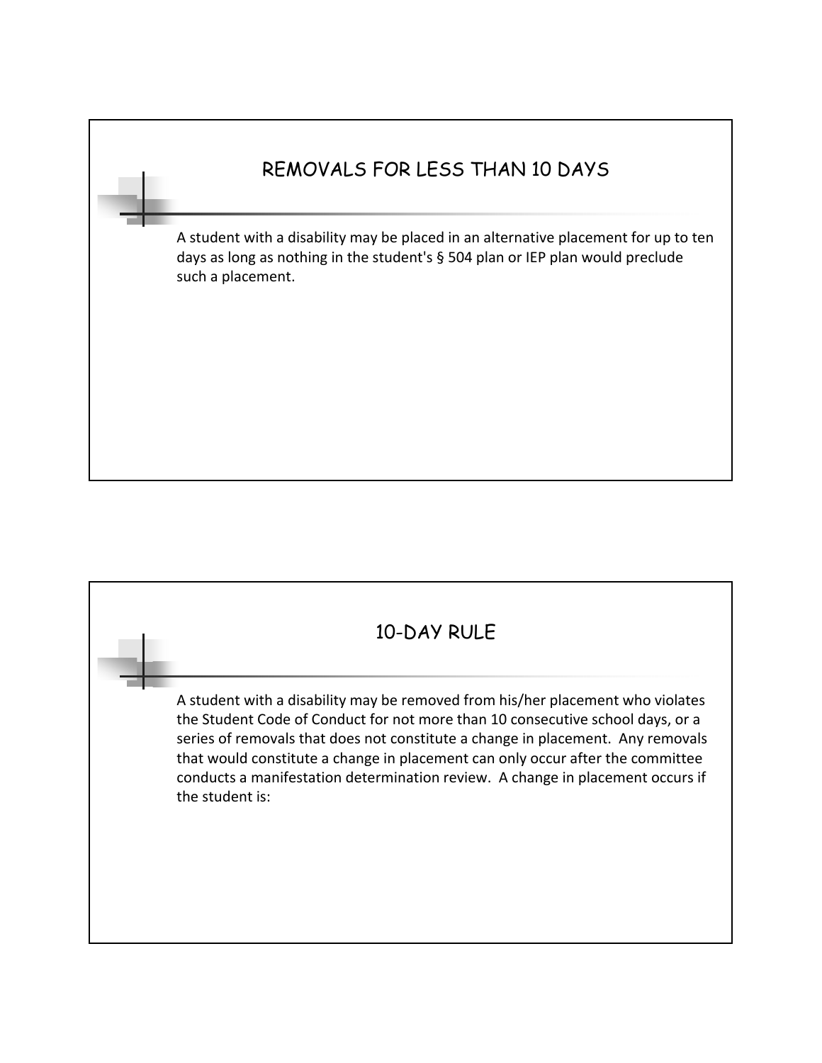## REMOVALS FOR LESS THAN 10 DAYS

A student with a disability may be placed in an alternative placement for up to ten days as long as nothing in the student's § 504 plan or IEP plan would preclude such a placement.

## 10-DAY RULE

A student with a disability may be removed from his/her placement who violates the Student Code of Conduct for not more than 10 consecutive school days, or a series of removals that does not constitute a change in placement. Any removals that would constitute a change in placement can only occur after the committee conducts a manifestation determination review. A change in placement occurs if the student is: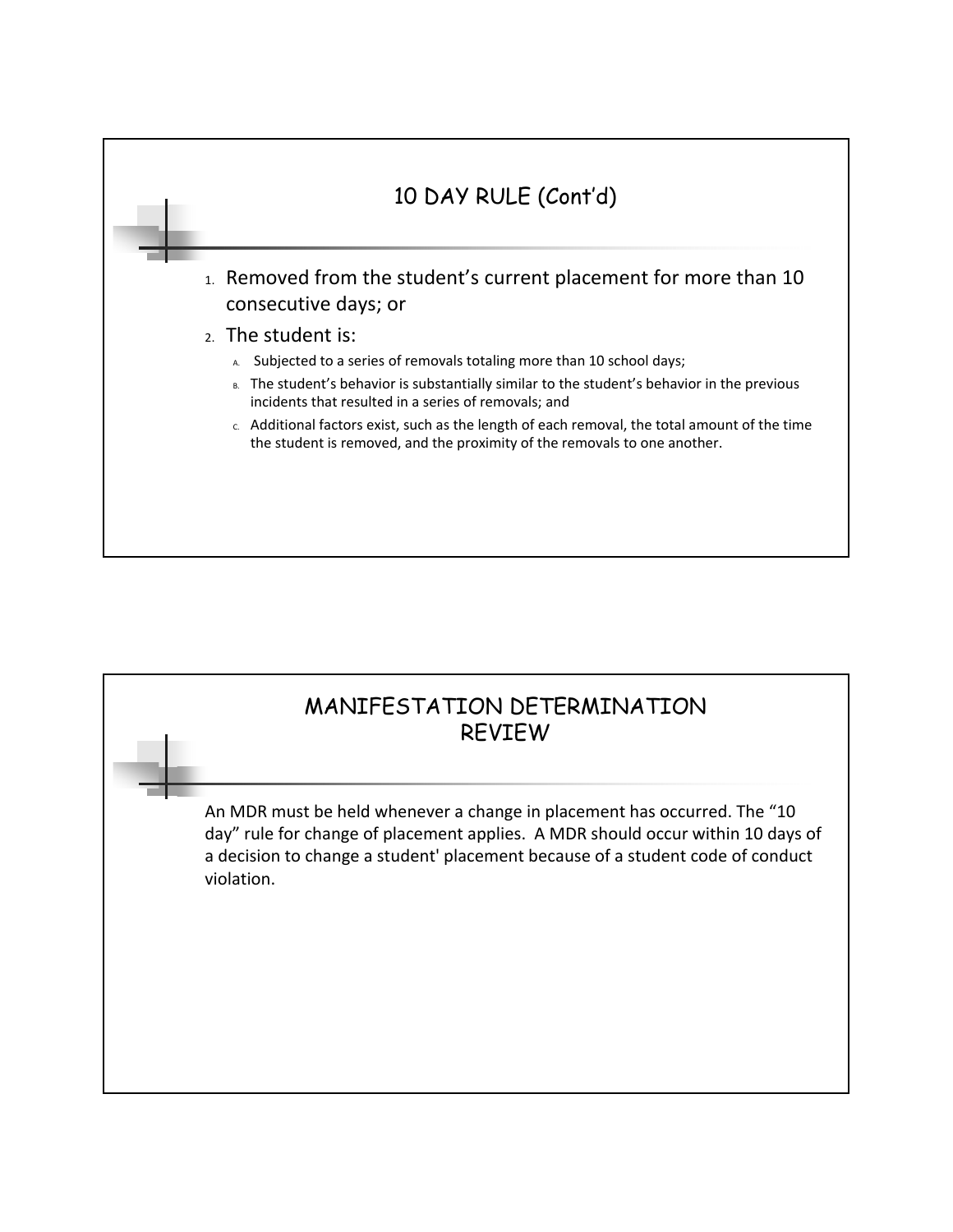## 10 DAY RULE (Cont'd)

1. Removed from the student's current placement for more than 10 consecutive days; or
2. The student is:
   - A. Subjected to a series of removals totaling more than 10 school days;
   - B. The student's behavior is substantially similar to the student's behavior in the previous incidents that resulted in a series of removals; and
   - C. Additional factors exist, such as the length of each removal, the total amount of the time the student is removed, and the proximity of the removals to one another.

## MANIFESTATION DETERMINATION REVIEW

An MDR must be held whenever a change in placement has occurred. The "10 day" rule for change of placement applies. A MDR should occur within 10 days of a decision to change a student' placement because of a student code of conduct violation.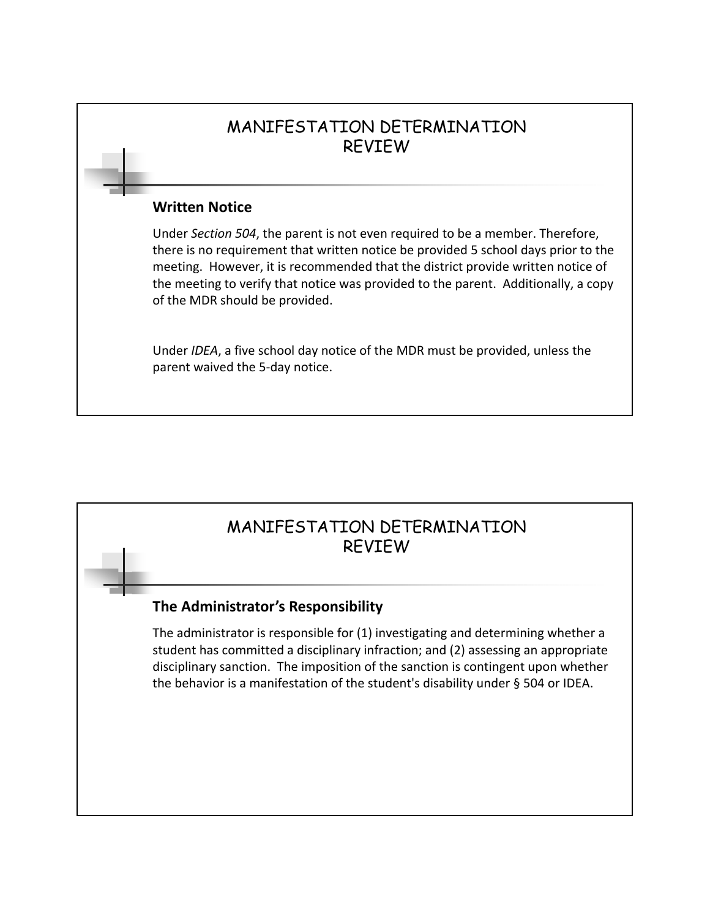## MANIFESTATION DETERMINATION REVIEW

### Written Notice

Under *Section 504*, the parent is not even required to be a member. Therefore, there is no requirement that written notice be provided 5 school days prior to the meeting. However, it is recommended that the district provide written notice of the meeting to verify that notice was provided to the parent. Additionally, a copy of the MDR should be provided.

Under *IDEA*, a five school day notice of the MDR must be provided, unless the parent waived the 5-day notice.

## MANIFESTATION DETERMINATION REVIEW

### The Administrator's Responsibility

The administrator is responsible for (1) investigating and determining whether a student has committed a disciplinary infraction; and (2) assessing an appropriate disciplinary sanction. The imposition of the sanction is contingent upon whether the behavior is a manifestation of the student's disability under § 504 or IDEA.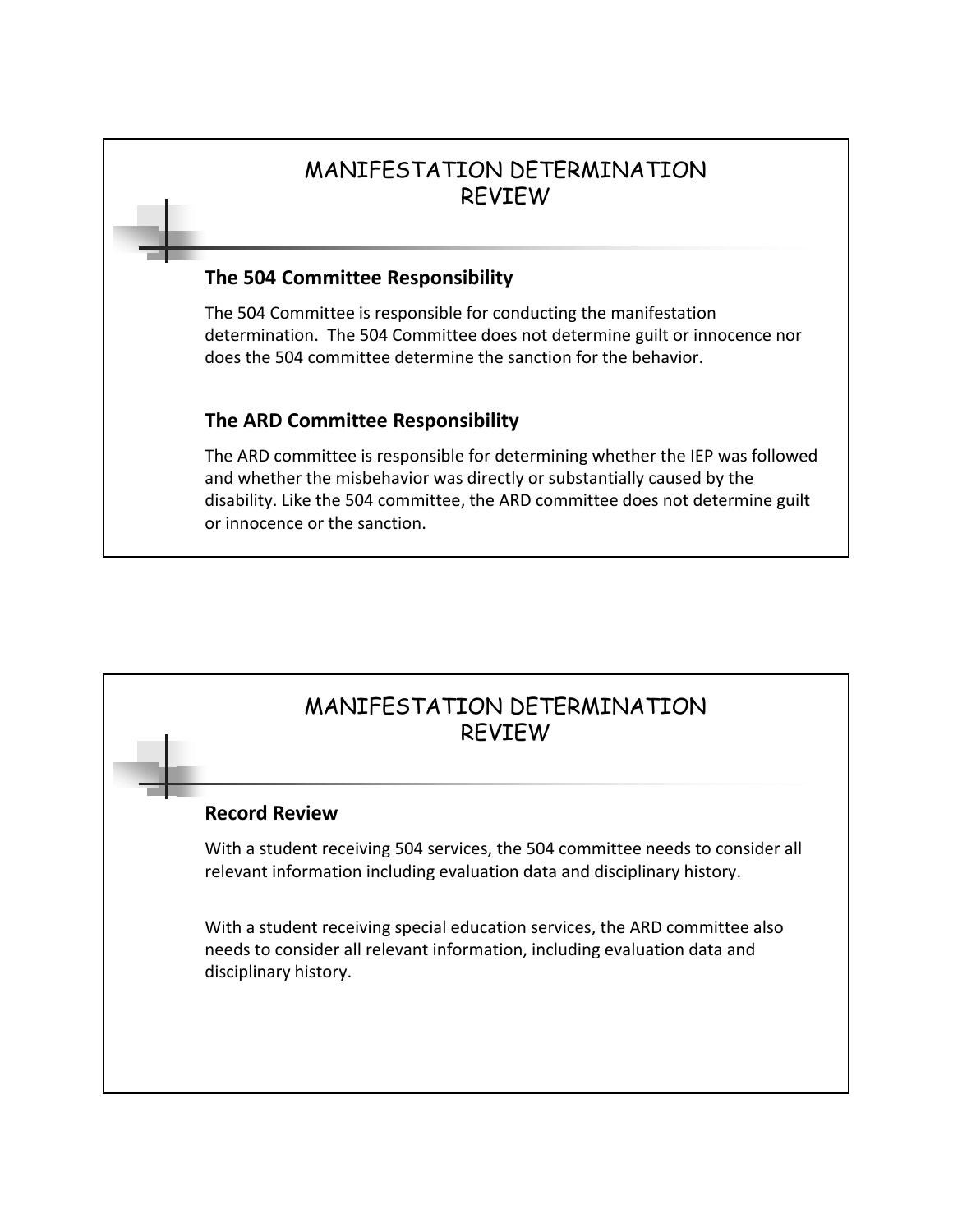## MANIFESTATION DETERMINATION REVIEW

### The 504 Committee Responsibility

The 504 Committee is responsible for conducting the manifestation determination. The 504 Committee does not determine guilt or innocence nor does the 504 committee determine the sanction for the behavior.

### The ARD Committee Responsibility

The ARD committee is responsible for determining whether the IEP was followed and whether the misbehavior was directly or substantially caused by the disability. Like the 504 committee, the ARD committee does not determine guilt or innocence or the sanction.

## MANIFESTATION DETERMINATION REVIEW

### Record Review

With a student receiving 504 services, the 504 committee needs to consider all relevant information including evaluation data and disciplinary history.

With a student receiving special education services, the ARD committee also needs to consider all relevant information, including evaluation data and disciplinary history.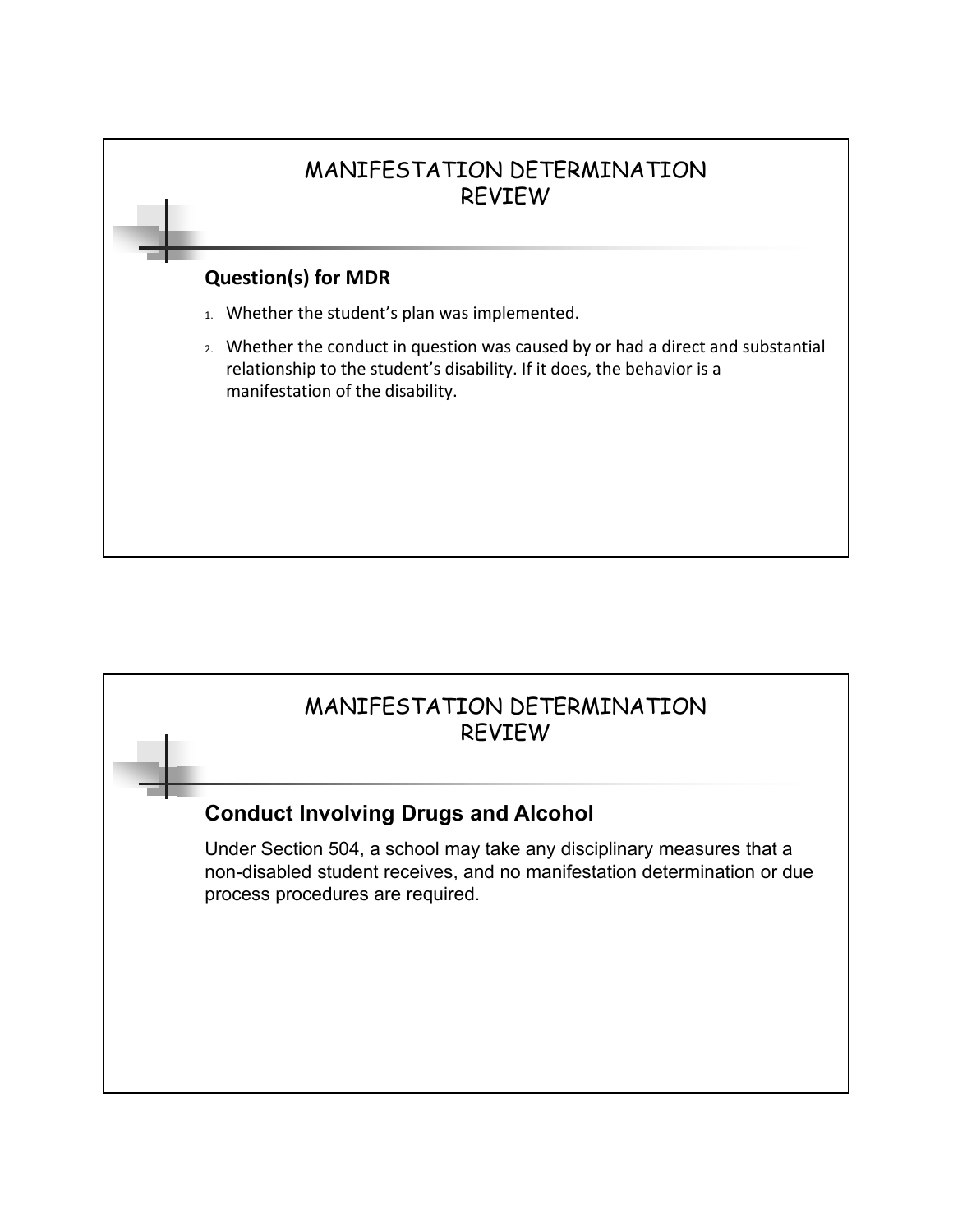## MANIFESTATION DETERMINATION REVIEW

### Question(s) for MDR

1. Whether the student's plan was implemented.
2. Whether the conduct in question was caused by or had a direct and substantial relationship to the student's disability. If it does, the behavior is a manifestation of the disability.

## MANIFESTATION DETERMINATION REVIEW

### Conduct Involving Drugs and Alcohol

Under Section 504, a school may take any disciplinary measures that a non-disabled student receives, and no manifestation determination or due process procedures are required.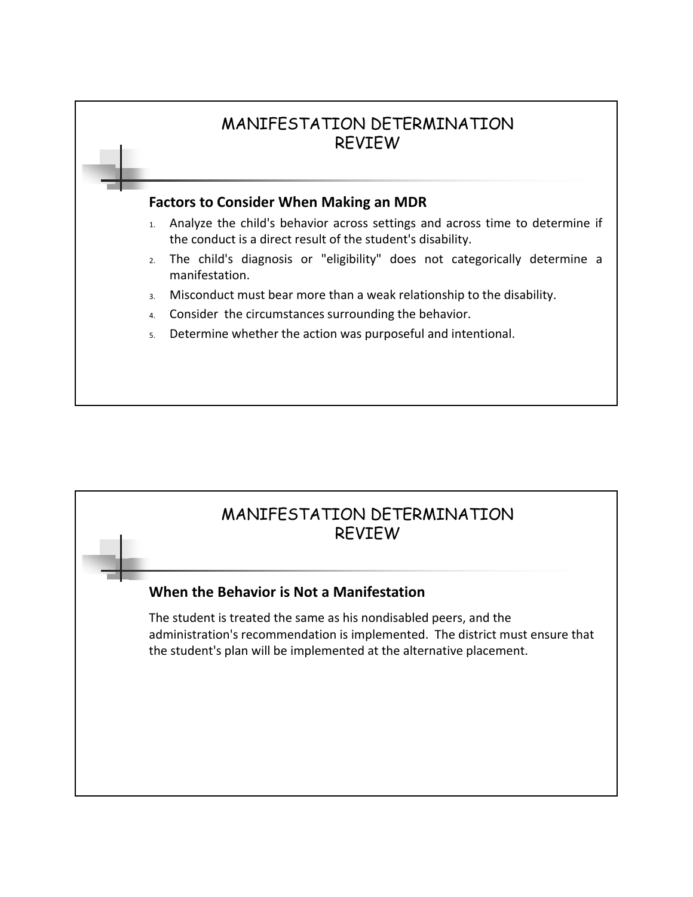## MANIFESTATION DETERMINATION REVIEW

### Factors to Consider When Making an MDR

1. Analyze the child's behavior across settings and across time to determine if the conduct is a direct result of the student's disability.
2. The child's diagnosis or "eligibility" does not categorically determine a manifestation.
3. Misconduct must bear more than a weak relationship to the disability.
4. Consider the circumstances surrounding the behavior.
5. Determine whether the action was purposeful and intentional.

## MANIFESTATION DETERMINATION REVIEW

### When the Behavior is Not a Manifestation

The student is treated the same as his nondisabled peers, and the administration's recommendation is implemented. The district must ensure that the student's plan will be implemented at the alternative placement.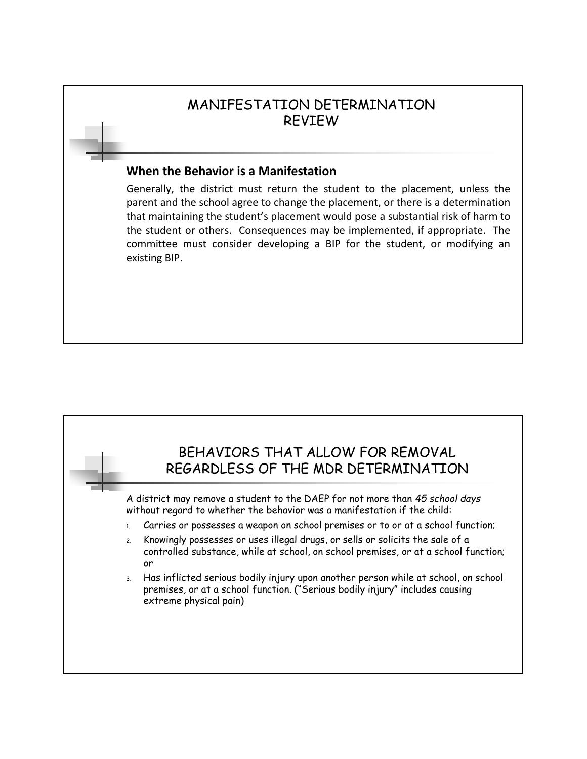## MANIFESTATION DETERMINATION REVIEW

**When the Behavior is a Manifestation**

Generally, the district must return the student to the placement, unless the parent and the school agree to change the placement, or there is a determination that maintaining the student's placement would pose a substantial risk of harm to the student or others. Consequences may be implemented, if appropriate. The committee must consider developing a BIP for the student, or modifying an existing BIP.

## BEHAVIORS THAT ALLOW FOR REMOVAL REGARDLESS OF THE MDR DETERMINATION

A district may remove a student to the DAEP for not more than *45 school days* without regard to whether the behavior was a manifestation if the child:

1. Carries or possesses a weapon on school premises or to or at a school function;
2. Knowingly possesses or uses illegal drugs, or sells or solicits the sale of a controlled substance, while at school, on school premises, or at a school function; or
3. Has inflicted serious bodily injury upon another person while at school, on school premises, or at a school function. ("Serious bodily injury" includes causing extreme physical pain)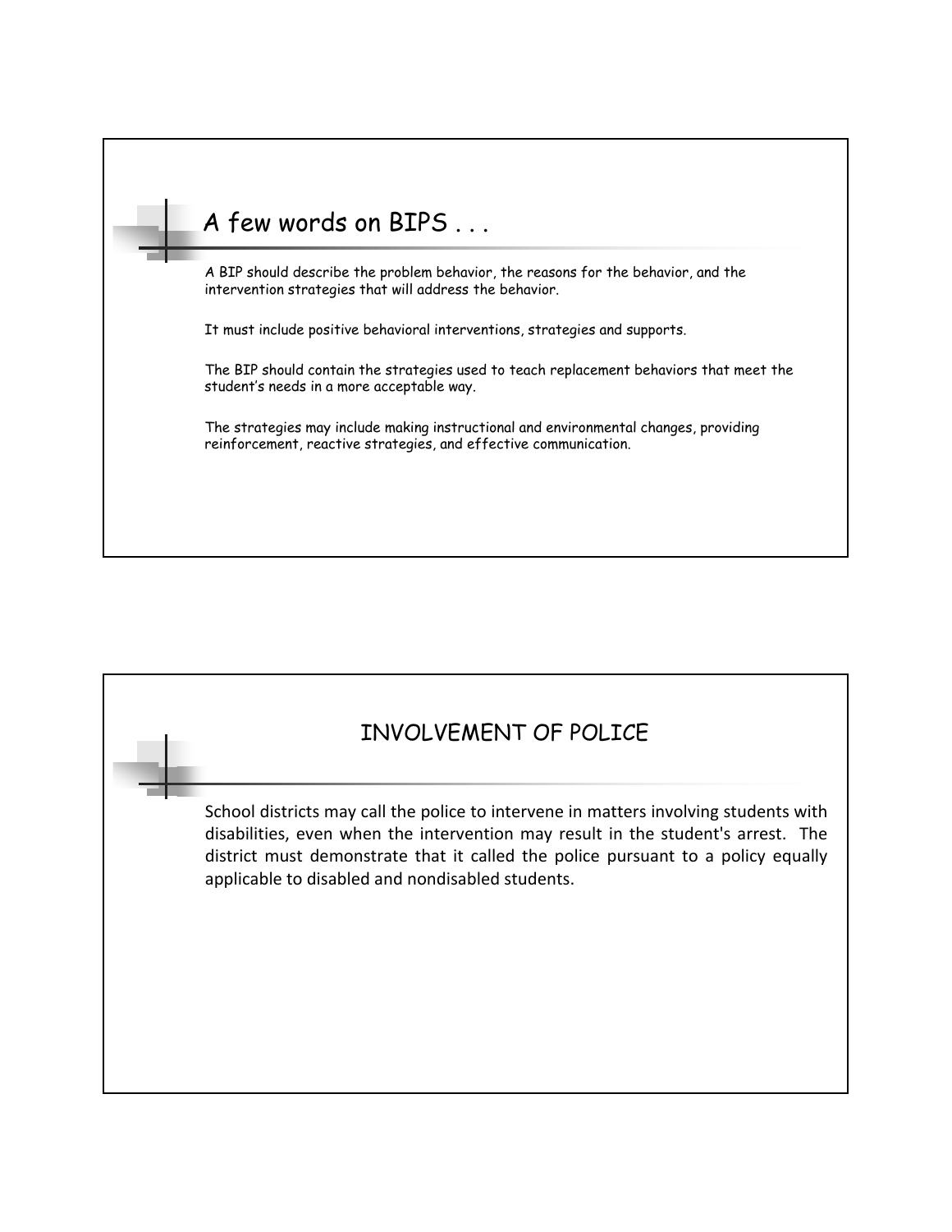## A few words on BIPS . . .

A BIP should describe the problem behavior, the reasons for the behavior, and the intervention strategies that will address the behavior.

It must include positive behavioral interventions, strategies and supports.

The BIP should contain the strategies used to teach replacement behaviors that meet the student's needs in a more acceptable way.

The strategies may include making instructional and environmental changes, providing reinforcement, reactive strategies, and effective communication.

## INVOLVEMENT OF POLICE

School districts may call the police to intervene in matters involving students with disabilities, even when the intervention may result in the student's arrest. The district must demonstrate that it called the police pursuant to a policy equally applicable to disabled and nondisabled students.